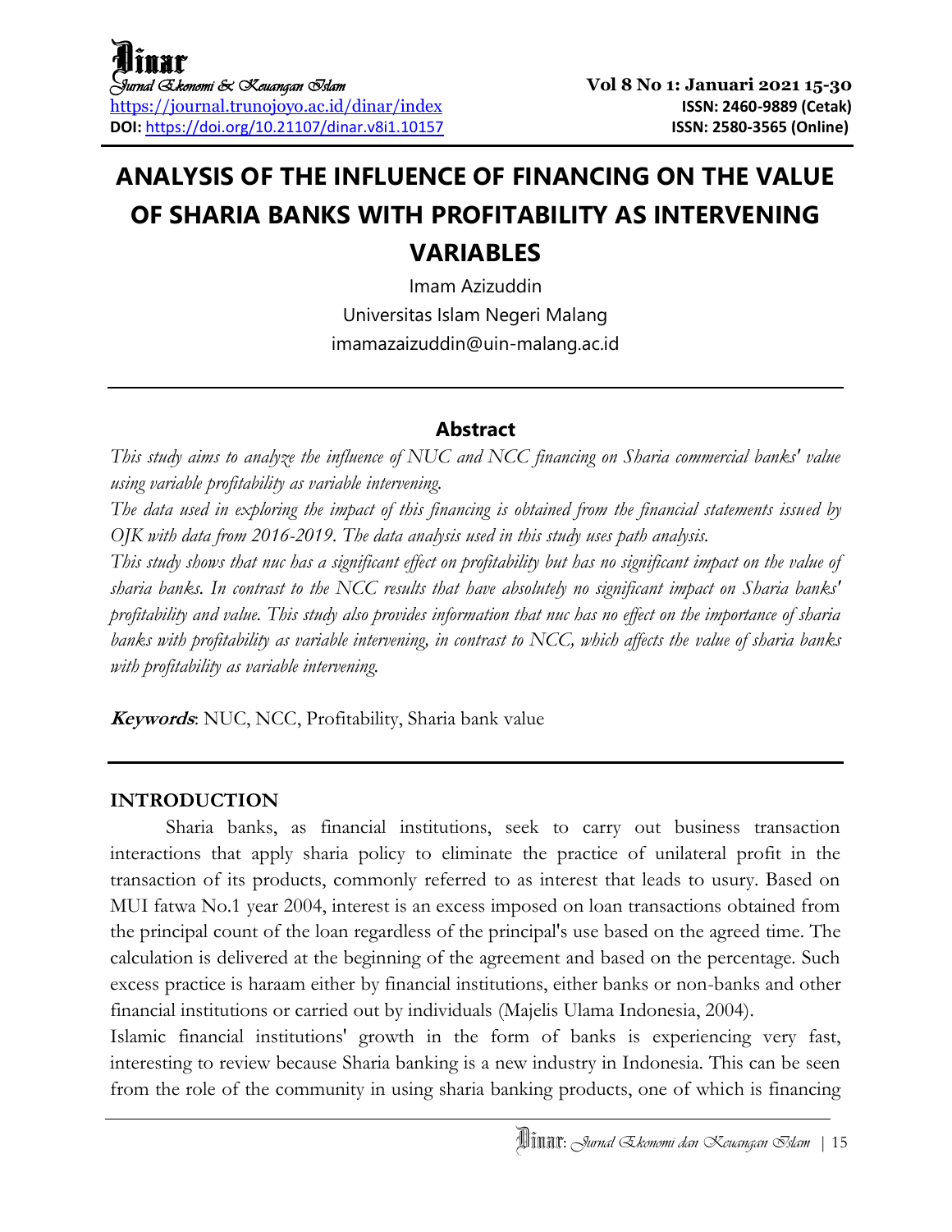# ANALYSIS OF THE INFLUENCE OF FINANCING ON THE VALUE OF SHARIA BANKS WITH PROFITABILITY AS INTERVENING VARIABLES

Imam Azizuddin

Universitas Islam Negeri Malang

imamazaizuddin@uin-malang.ac.id

## Abstract

*This study aims to analyze the influence of NUC and NCC financing on Sharia commercial banks' value using variable profitability as variable intervening.*

*The data used in exploring the impact of this financing is obtained from the financial statements issued by OJK with data from 2016-2019. The data analysis used in this study uses path analysis.*

*This study shows that nuc has a significant effect on profitability but has no significant impact on the value of sharia banks. In contrast to the NCC results that have absolutely no significant impact on Sharia banks' profitability and value. This study also provides information that nuc has no effect on the importance of sharia banks with profitability as variable intervening, in contrast to NCC, which affects the value of sharia banks with profitability as variable intervening.*

***Keywords***: NUC, NCC, Profitability, Sharia bank value

## INTRODUCTION

Sharia banks, as financial institutions, seek to carry out business transaction interactions that apply sharia policy to eliminate the practice of unilateral profit in the transaction of its products, commonly referred to as interest that leads to usury. Based on MUI fatwa No.1 year 2004, interest is an excess imposed on loan transactions obtained from the principal count of the loan regardless of the principal's use based on the agreed time. The calculation is delivered at the beginning of the agreement and based on the percentage. Such excess practice is haraam either by financial institutions, either banks or non-banks and other financial institutions or carried out by individuals (Majelis Ulama Indonesia, 2004).

Islamic financial institutions' growth in the form of banks is experiencing very fast, interesting to review because Sharia banking is a new industry in Indonesia. This can be seen from the role of the community in using sharia banking products, one of which is financing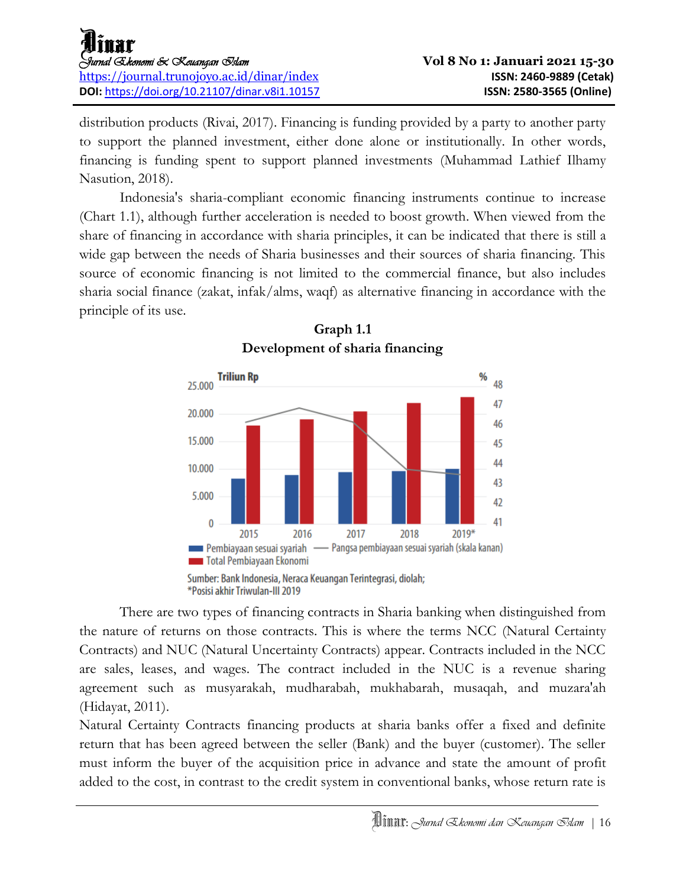distribution products (Rivai, 2017). Financing is funding provided by a party to another party to support the planned investment, either done alone or institutionally. In other words, financing is funding spent to support planned investments (Muhammad Lathief Ilhamy Nasution, 2018).

Indonesia's sharia-compliant economic financing instruments continue to increase (Chart 1.1), although further acceleration is needed to boost growth. When viewed from the share of financing in accordance with sharia principles, it can be indicated that there is still a wide gap between the needs of Sharia businesses and their sources of sharia financing. This source of economic financing is not limited to the commercial finance, but also includes sharia social finance (zakat, infak/alms, waqf) as alternative financing in accordance with the principle of its use.

**Graph 1.1**
**Development of sharia financing**

Sumber: Bank Indonesia, Neraca Keuangan Terintegrasi, diolah;
*Posisi akhir Triwulan-III 2019

There are two types of financing contracts in Sharia banking when distinguished from the nature of returns on those contracts. This is where the terms NCC (Natural Certainty Contracts) and NUC (Natural Uncertainty Contracts) appear. Contracts included in the NCC are sales, leases, and wages. The contract included in the NUC is a revenue sharing agreement such as musyarakah, mudharabah, mukhabarah, musaqah, and muzara'ah (Hidayat, 2011).

Natural Certainty Contracts financing products at sharia banks offer a fixed and definite return that has been agreed between the seller (Bank) and the buyer (customer). The seller must inform the buyer of the acquisition price in advance and state the amount of profit added to the cost, in contrast to the credit system in conventional banks, whose return rate is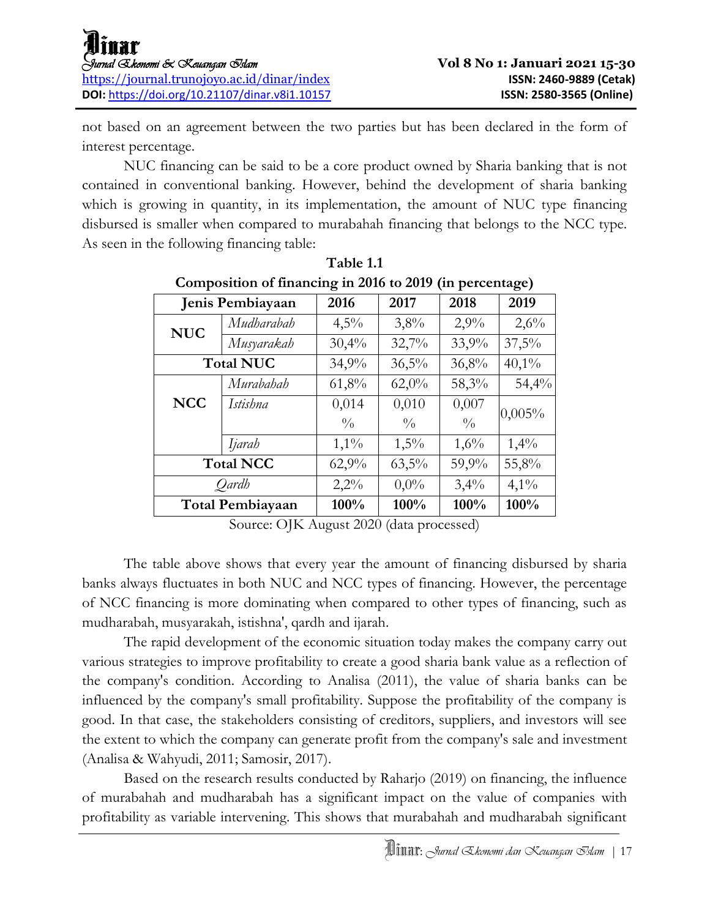not based on an agreement between the two parties but has been declared in the form of interest percentage.

NUC financing can be said to be a core product owned by Sharia banking that is not contained in conventional banking. However, behind the development of sharia banking which is growing in quantity, in its implementation, the amount of NUC type financing disbursed is smaller when compared to murabahah financing that belongs to the NCC type. As seen in the following financing table:

**Table 1.1**
**Composition of financing in 2016 to 2019 (in percentage)**

| Jenis Pembiayaan | | 2016 | 2017 | 2018 | 2019 |
|---|---|---|---|---|---|
| **NUC** | *Mudharabah* | 4,5% | 3,8% | 2,9% | 2,6% |
| | *Musyarakah* | 30,4% | 32,7% | 33,9% | 37,5% |
| **Total NUC** | | 34,9% | 36,5% | 36,8% | 40,1% |
| **NCC** | *Murabahah* | 61,8% | 62,0% | 58,3% | 54,4% |
| | *Istishna* | 0,014 % | 0,010 % | 0,007 % | 0,005% |
| | *Ijarah* | 1,1% | 1,5% | 1,6% | 1,4% |
| **Total NCC** | | 62,9% | 63,5% | 59,9% | 55,8% |
| *Qardh* | | 2,2% | 0,0% | 3,4% | 4,1% |
| **Total Pembiayaan** | | **100%** | **100%** | **100%** | **100%** |

Source: OJK August 2020 (data processed)

The table above shows that every year the amount of financing disbursed by sharia banks always fluctuates in both NUC and NCC types of financing. However, the percentage of NCC financing is more dominating when compared to other types of financing, such as mudharabah, musyarakah, istishna', qardh and ijarah.

The rapid development of the economic situation today makes the company carry out various strategies to improve profitability to create a good sharia bank value as a reflection of the company's condition. According to Analisa (2011), the value of sharia banks can be influenced by the company's small profitability. Suppose the profitability of the company is good. In that case, the stakeholders consisting of creditors, suppliers, and investors will see the extent to which the company can generate profit from the company's sale and investment (Analisa & Wahyudi, 2011; Samosir, 2017).

Based on the research results conducted by Raharjo (2019) on financing, the influence of murabahah and mudharabah has a significant impact on the value of companies with profitability as variable intervening. This shows that murabahah and mudharabah significant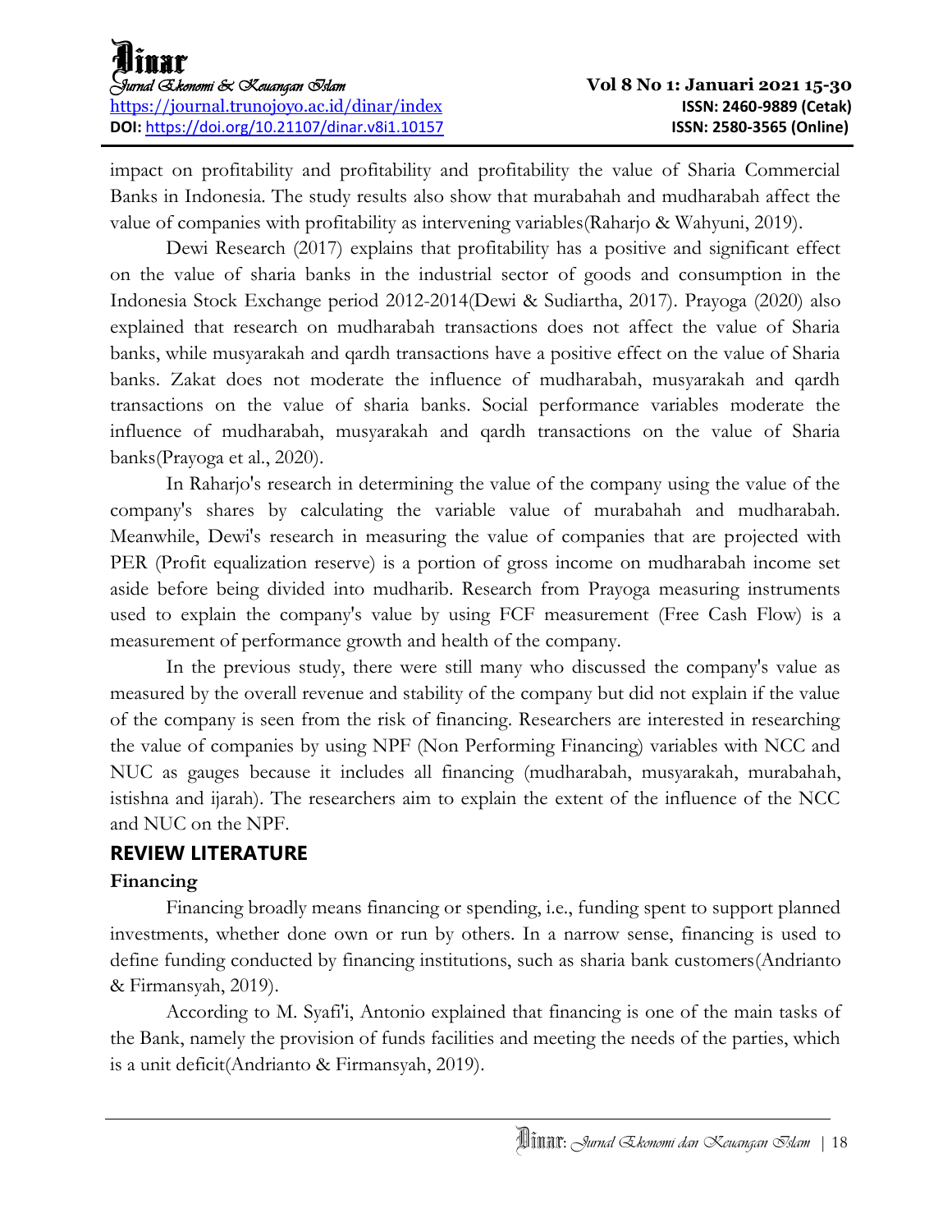impact on profitability and profitability and profitability the value of Sharia Commercial Banks in Indonesia. The study results also show that murabahah and mudharabah affect the value of companies with profitability as intervening variables(Raharjo & Wahyuni, 2019).

Dewi Research (2017) explains that profitability has a positive and significant effect on the value of sharia banks in the industrial sector of goods and consumption in the Indonesia Stock Exchange period 2012-2014(Dewi & Sudiartha, 2017). Prayoga (2020) also explained that research on mudharabah transactions does not affect the value of Sharia banks, while musyarakah and qardh transactions have a positive effect on the value of Sharia banks. Zakat does not moderate the influence of mudharabah, musyarakah and qardh transactions on the value of sharia banks. Social performance variables moderate the influence of mudharabah, musyarakah and qardh transactions on the value of Sharia banks(Prayoga et al., 2020).

In Raharjo's research in determining the value of the company using the value of the company's shares by calculating the variable value of murabahah and mudharabah. Meanwhile, Dewi's research in measuring the value of companies that are projected with PER (Profit equalization reserve) is a portion of gross income on mudharabah income set aside before being divided into mudharib. Research from Prayoga measuring instruments used to explain the company's value by using FCF measurement (Free Cash Flow) is a measurement of performance growth and health of the company.

In the previous study, there were still many who discussed the company's value as measured by the overall revenue and stability of the company but did not explain if the value of the company is seen from the risk of financing. Researchers are interested in researching the value of companies by using NPF (Non Performing Financing) variables with NCC and NUC as gauges because it includes all financing (mudharabah, musyarakah, murabahah, istishna and ijarah). The researchers aim to explain the extent of the influence of the NCC and NUC on the NPF.

## REVIEW LITERATURE

### Financing

Financing broadly means financing or spending, i.e., funding spent to support planned investments, whether done own or run by others. In a narrow sense, financing is used to define funding conducted by financing institutions, such as sharia bank customers(Andrianto & Firmansyah, 2019).

According to M. Syafi'i, Antonio explained that financing is one of the main tasks of the Bank, namely the provision of funds facilities and meeting the needs of the parties, which is a unit deficit(Andrianto & Firmansyah, 2019).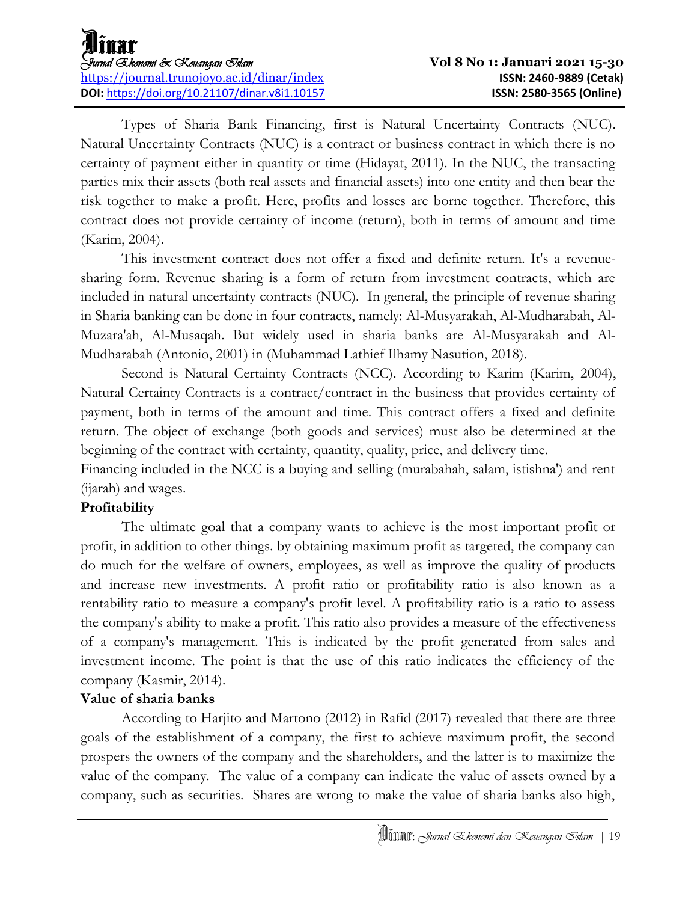Types of Sharia Bank Financing, first is Natural Uncertainty Contracts (NUC). Natural Uncertainty Contracts (NUC) is a contract or business contract in which there is no certainty of payment either in quantity or time (Hidayat, 2011). In the NUC, the transacting parties mix their assets (both real assets and financial assets) into one entity and then bear the risk together to make a profit. Here, profits and losses are borne together. Therefore, this contract does not provide certainty of income (return), both in terms of amount and time (Karim, 2004).

This investment contract does not offer a fixed and definite return. It's a revenue-sharing form. Revenue sharing is a form of return from investment contracts, which are included in natural uncertainty contracts (NUC). In general, the principle of revenue sharing in Sharia banking can be done in four contracts, namely: Al-Musyarakah, Al-Mudharabah, Al-Muzara'ah, Al-Musaqah. But widely used in sharia banks are Al-Musyarakah and Al-Mudharabah (Antonio, 2001) in (Muhammad Lathief Ilhamy Nasution, 2018).

Second is Natural Certainty Contracts (NCC). According to Karim (Karim, 2004), Natural Certainty Contracts is a contract/contract in the business that provides certainty of payment, both in terms of the amount and time. This contract offers a fixed and definite return. The object of exchange (both goods and services) must also be determined at the beginning of the contract with certainty, quantity, quality, price, and delivery time.

Financing included in the NCC is a buying and selling (murabahah, salam, istishna') and rent (ijarah) and wages.

**Profitability**

The ultimate goal that a company wants to achieve is the most important profit or profit, in addition to other things. by obtaining maximum profit as targeted, the company can do much for the welfare of owners, employees, as well as improve the quality of products and increase new investments. A profit ratio or profitability ratio is also known as a rentability ratio to measure a company's profit level. A profitability ratio is a ratio to assess the company's ability to make a profit. This ratio also provides a measure of the effectiveness of a company's management. This is indicated by the profit generated from sales and investment income. The point is that the use of this ratio indicates the efficiency of the company (Kasmir, 2014).

**Value of sharia banks**

According to Harjito and Martono (2012) in Rafid (2017) revealed that there are three goals of the establishment of a company, the first to achieve maximum profit, the second prospers the owners of the company and the shareholders, and the latter is to maximize the value of the company. The value of a company can indicate the value of assets owned by a company, such as securities. Shares are wrong to make the value of sharia banks also high,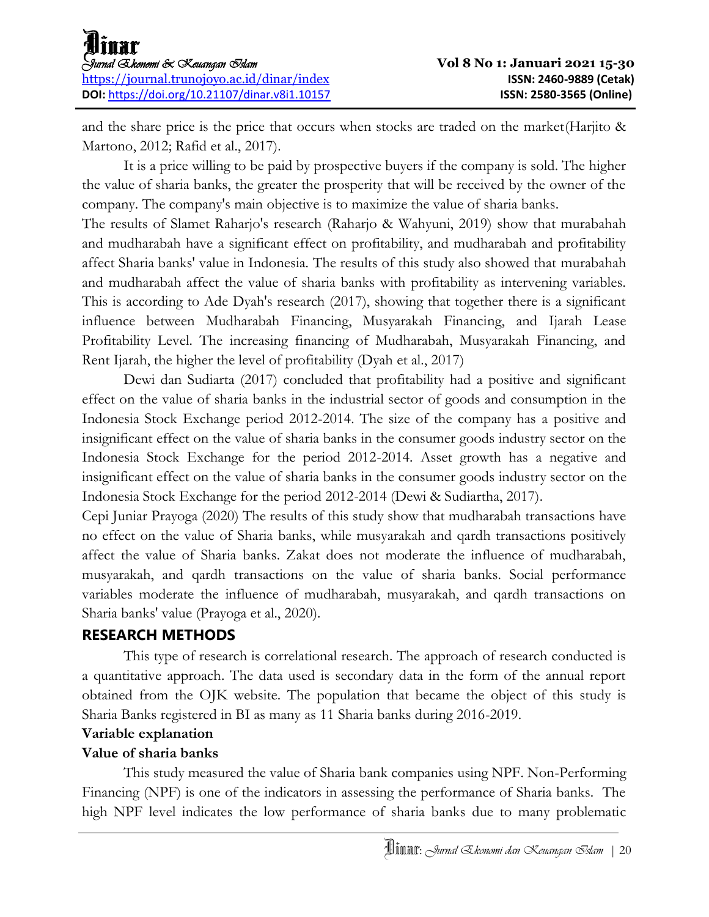and the share price is the price that occurs when stocks are traded on the market(Harjito & Martono, 2012; Rafid et al., 2017).

It is a price willing to be paid by prospective buyers if the company is sold. The higher the value of sharia banks, the greater the prosperity that will be received by the owner of the company. The company's main objective is to maximize the value of sharia banks.

The results of Slamet Raharjo's research (Raharjo & Wahyuni, 2019) show that murabahah and mudharabah have a significant effect on profitability, and mudharabah and profitability affect Sharia banks' value in Indonesia. The results of this study also showed that murabahah and mudharabah affect the value of sharia banks with profitability as intervening variables. This is according to Ade Dyah's research (2017), showing that together there is a significant influence between Mudharabah Financing, Musyarakah Financing, and Ijarah Lease Profitability Level. The increasing financing of Mudharabah, Musyarakah Financing, and Rent Ijarah, the higher the level of profitability (Dyah et al., 2017)

Dewi dan Sudiarta (2017) concluded that profitability had a positive and significant effect on the value of sharia banks in the industrial sector of goods and consumption in the Indonesia Stock Exchange period 2012-2014. The size of the company has a positive and insignificant effect on the value of sharia banks in the consumer goods industry sector on the Indonesia Stock Exchange for the period 2012-2014. Asset growth has a negative and insignificant effect on the value of sharia banks in the consumer goods industry sector on the Indonesia Stock Exchange for the period 2012-2014 (Dewi & Sudiartha, 2017).

Cepi Juniar Prayoga (2020) The results of this study show that mudharabah transactions have no effect on the value of Sharia banks, while musyarakah and qardh transactions positively affect the value of Sharia banks. Zakat does not moderate the influence of mudharabah, musyarakah, and qardh transactions on the value of sharia banks. Social performance variables moderate the influence of mudharabah, musyarakah, and qardh transactions on Sharia banks' value (Prayoga et al., 2020).

## RESEARCH METHODS

This type of research is correlational research. The approach of research conducted is a quantitative approach. The data used is secondary data in the form of the annual report obtained from the OJK website. The population that became the object of this study is Sharia Banks registered in BI as many as 11 Sharia banks during 2016-2019.

### Variable explanation

#### Value of sharia banks

This study measured the value of Sharia bank companies using NPF. Non-Performing Financing (NPF) is one of the indicators in assessing the performance of Sharia banks. The high NPF level indicates the low performance of sharia banks due to many problematic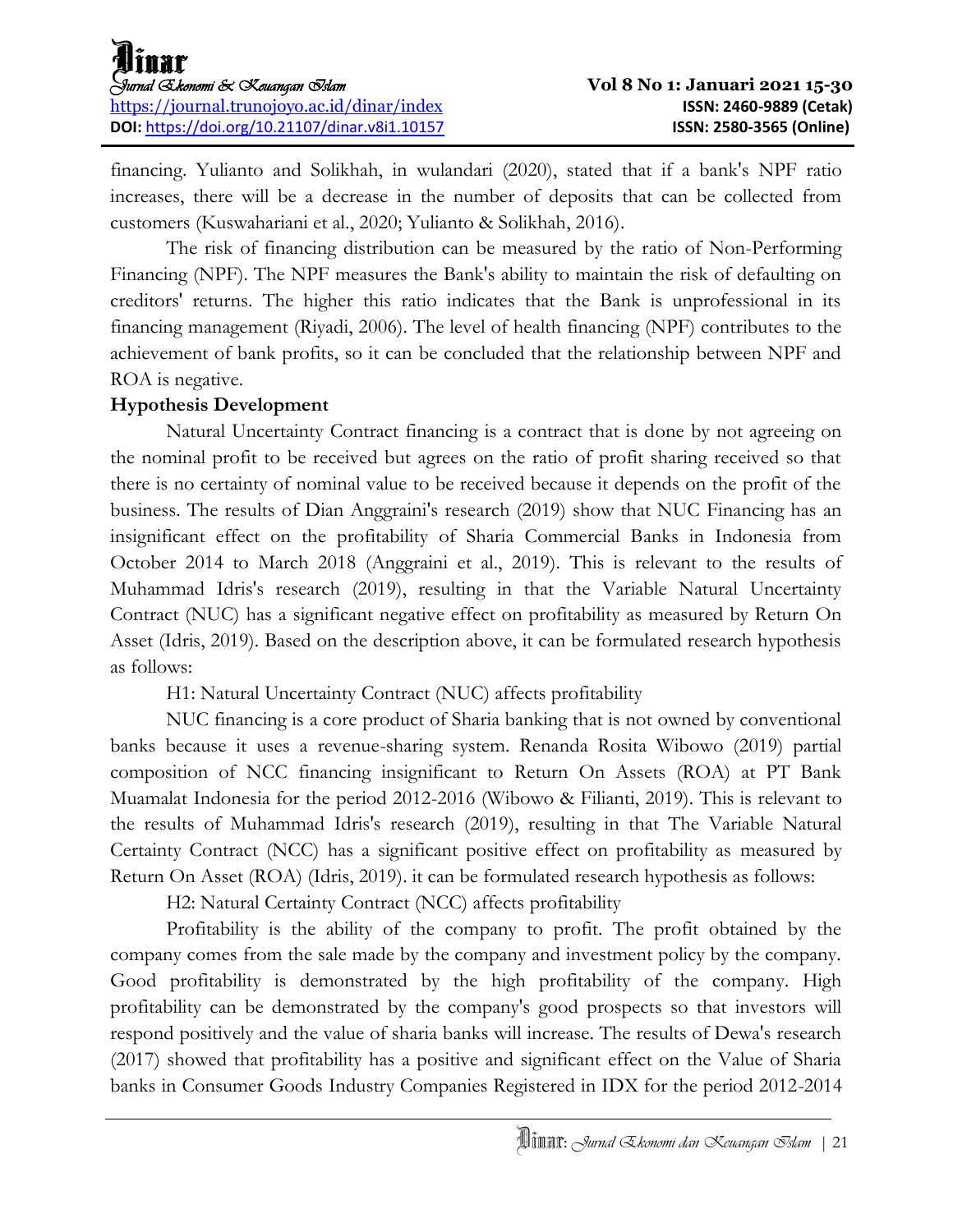financing. Yulianto and Solikhah, in wulandari (2020), stated that if a bank's NPF ratio increases, there will be a decrease in the number of deposits that can be collected from customers (Kuswahariani et al., 2020; Yulianto & Solikhah, 2016).

The risk of financing distribution can be measured by the ratio of Non-Performing Financing (NPF). The NPF measures the Bank's ability to maintain the risk of defaulting on creditors' returns. The higher this ratio indicates that the Bank is unprofessional in its financing management (Riyadi, 2006). The level of health financing (NPF) contributes to the achievement of bank profits, so it can be concluded that the relationship between NPF and ROA is negative.

**Hypothesis Development**

Natural Uncertainty Contract financing is a contract that is done by not agreeing on the nominal profit to be received but agrees on the ratio of profit sharing received so that there is no certainty of nominal value to be received because it depends on the profit of the business. The results of Dian Anggraini's research (2019) show that NUC Financing has an insignificant effect on the profitability of Sharia Commercial Banks in Indonesia from October 2014 to March 2018 (Anggraini et al., 2019). This is relevant to the results of Muhammad Idris's research (2019), resulting in that the Variable Natural Uncertainty Contract (NUC) has a significant negative effect on profitability as measured by Return On Asset (Idris, 2019). Based on the description above, it can be formulated research hypothesis as follows:

H1: Natural Uncertainty Contract (NUC) affects profitability

NUC financing is a core product of Sharia banking that is not owned by conventional banks because it uses a revenue-sharing system. Renanda Rosita Wibowo (2019) partial composition of NCC financing insignificant to Return On Assets (ROA) at PT Bank Muamalat Indonesia for the period 2012-2016 (Wibowo & Filianti, 2019). This is relevant to the results of Muhammad Idris's research (2019), resulting in that The Variable Natural Certainty Contract (NCC) has a significant positive effect on profitability as measured by Return On Asset (ROA) (Idris, 2019). it can be formulated research hypothesis as follows:

H2: Natural Certainty Contract (NCC) affects profitability

Profitability is the ability of the company to profit. The profit obtained by the company comes from the sale made by the company and investment policy by the company. Good profitability is demonstrated by the high profitability of the company. High profitability can be demonstrated by the company's good prospects so that investors will respond positively and the value of sharia banks will increase. The results of Dewa's research (2017) showed that profitability has a positive and significant effect on the Value of Sharia banks in Consumer Goods Industry Companies Registered in IDX for the period 2012-2014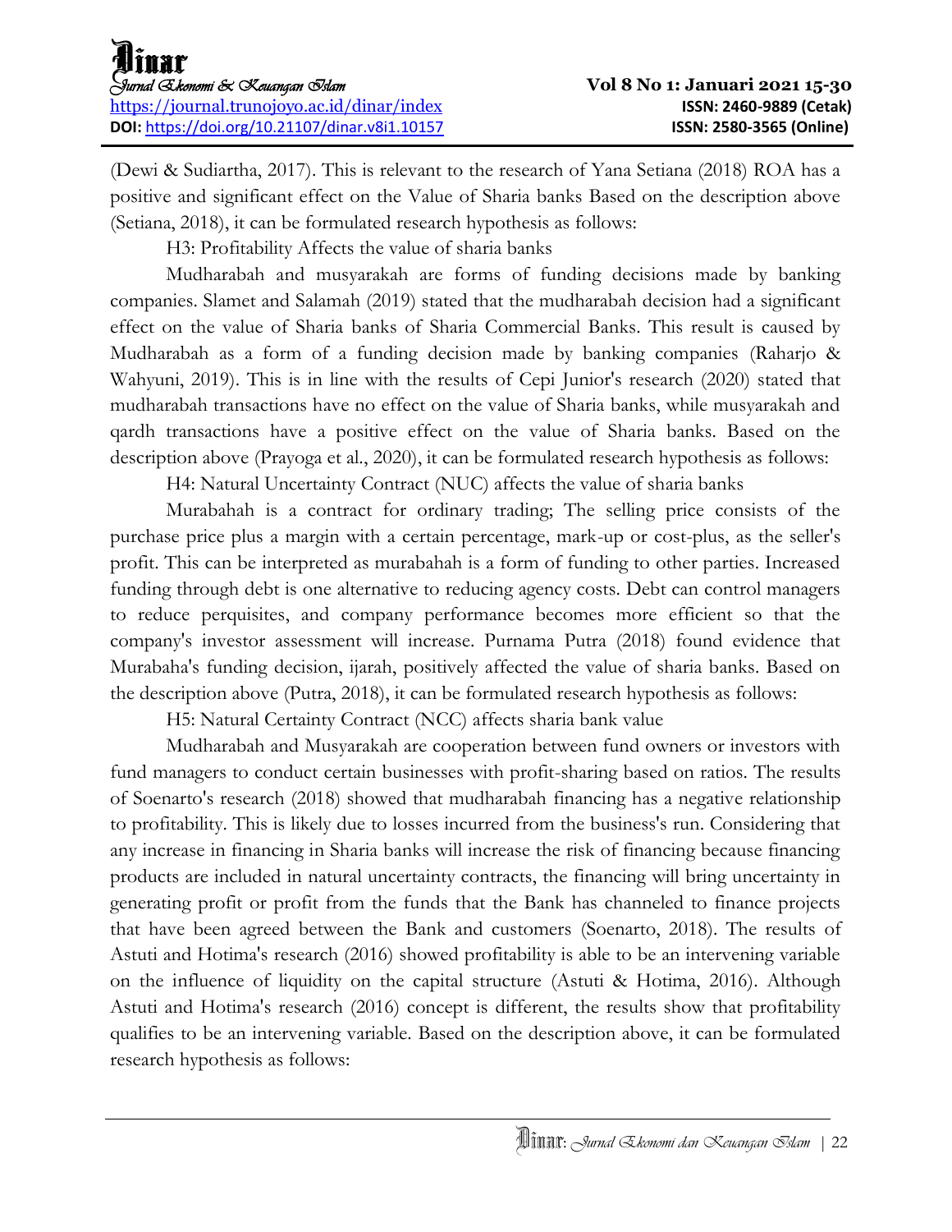(Dewi & Sudiartha, 2017). This is relevant to the research of Yana Setiana (2018) ROA has a positive and significant effect on the Value of Sharia banks Based on the description above (Setiana, 2018), it can be formulated research hypothesis as follows:

H3: Profitability Affects the value of sharia banks

Mudharabah and musyarakah are forms of funding decisions made by banking companies. Slamet and Salamah (2019) stated that the mudharabah decision had a significant effect on the value of Sharia banks of Sharia Commercial Banks. This result is caused by Mudharabah as a form of a funding decision made by banking companies (Raharjo & Wahyuni, 2019). This is in line with the results of Cepi Junior's research (2020) stated that mudharabah transactions have no effect on the value of Sharia banks, while musyarakah and qardh transactions have a positive effect on the value of Sharia banks. Based on the description above (Prayoga et al., 2020), it can be formulated research hypothesis as follows:

H4: Natural Uncertainty Contract (NUC) affects the value of sharia banks

Murabahah is a contract for ordinary trading; The selling price consists of the purchase price plus a margin with a certain percentage, mark-up or cost-plus, as the seller's profit. This can be interpreted as murabahah is a form of funding to other parties. Increased funding through debt is one alternative to reducing agency costs. Debt can control managers to reduce perquisites, and company performance becomes more efficient so that the company's investor assessment will increase. Purnama Putra (2018) found evidence that Murabaha's funding decision, ijarah, positively affected the value of sharia banks. Based on the description above (Putra, 2018), it can be formulated research hypothesis as follows:

H5: Natural Certainty Contract (NCC) affects sharia bank value

Mudharabah and Musyarakah are cooperation between fund owners or investors with fund managers to conduct certain businesses with profit-sharing based on ratios. The results of Soenarto's research (2018) showed that mudharabah financing has a negative relationship to profitability. This is likely due to losses incurred from the business's run. Considering that any increase in financing in Sharia banks will increase the risk of financing because financing products are included in natural uncertainty contracts, the financing will bring uncertainty in generating profit or profit from the funds that the Bank has channeled to finance projects that have been agreed between the Bank and customers (Soenarto, 2018). The results of Astuti and Hotima's research (2016) showed profitability is able to be an intervening variable on the influence of liquidity on the capital structure (Astuti & Hotima, 2016). Although Astuti and Hotima's research (2016) concept is different, the results show that profitability qualifies to be an intervening variable. Based on the description above, it can be formulated research hypothesis as follows: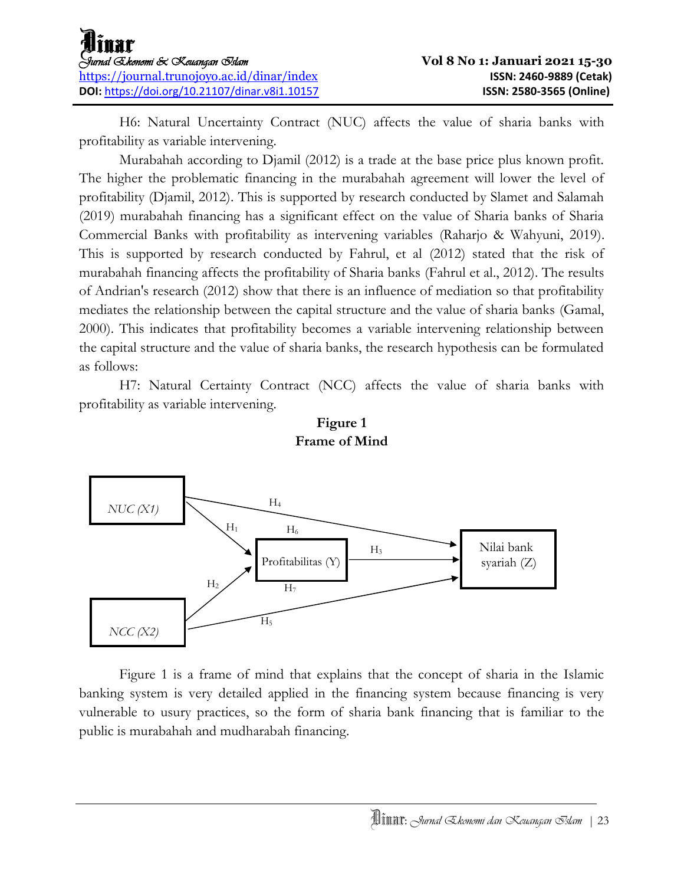H6: Natural Uncertainty Contract (NUC) affects the value of sharia banks with profitability as variable intervening.

Murabahah according to Djamil (2012) is a trade at the base price plus known profit. The higher the problematic financing in the murabahah agreement will lower the level of profitability (Djamil, 2012). This is supported by research conducted by Slamet and Salamah (2019) murabahah financing has a significant effect on the value of Sharia banks of Sharia Commercial Banks with profitability as intervening variables (Raharjo & Wahyuni, 2019). This is supported by research conducted by Fahrul, et al (2012) stated that the risk of murabahah financing affects the profitability of Sharia banks (Fahrul et al., 2012). The results of Andrian's research (2012) show that there is an influence of mediation so that profitability mediates the relationship between the capital structure and the value of sharia banks (Gamal, 2000). This indicates that profitability becomes a variable intervening relationship between the capital structure and the value of sharia banks, the research hypothesis can be formulated as follows:

H7: Natural Certainty Contract (NCC) affects the value of sharia banks with profitability as variable intervening.

**Figure 1**
**Frame of Mind**

*NUC (X1)* → Profitabilitas (Y) [$H_1$]; *NCC (X2)* → Profitabilitas (Y) [$H_2$]; Profitabilitas (Y) → Nilai bank syariah (Z) [$H_3$]; *NUC (X1)* → Nilai bank syariah (Z) [$H_4$]; *NCC (X2)* → Nilai bank syariah (Z) [$H_5$]; $H_6$; $H_7$

Figure 1 is a frame of mind that explains that the concept of sharia in the Islamic banking system is very detailed applied in the financing system because financing is very vulnerable to usury practices, so the form of sharia bank financing that is familiar to the public is murabahah and mudharabah financing.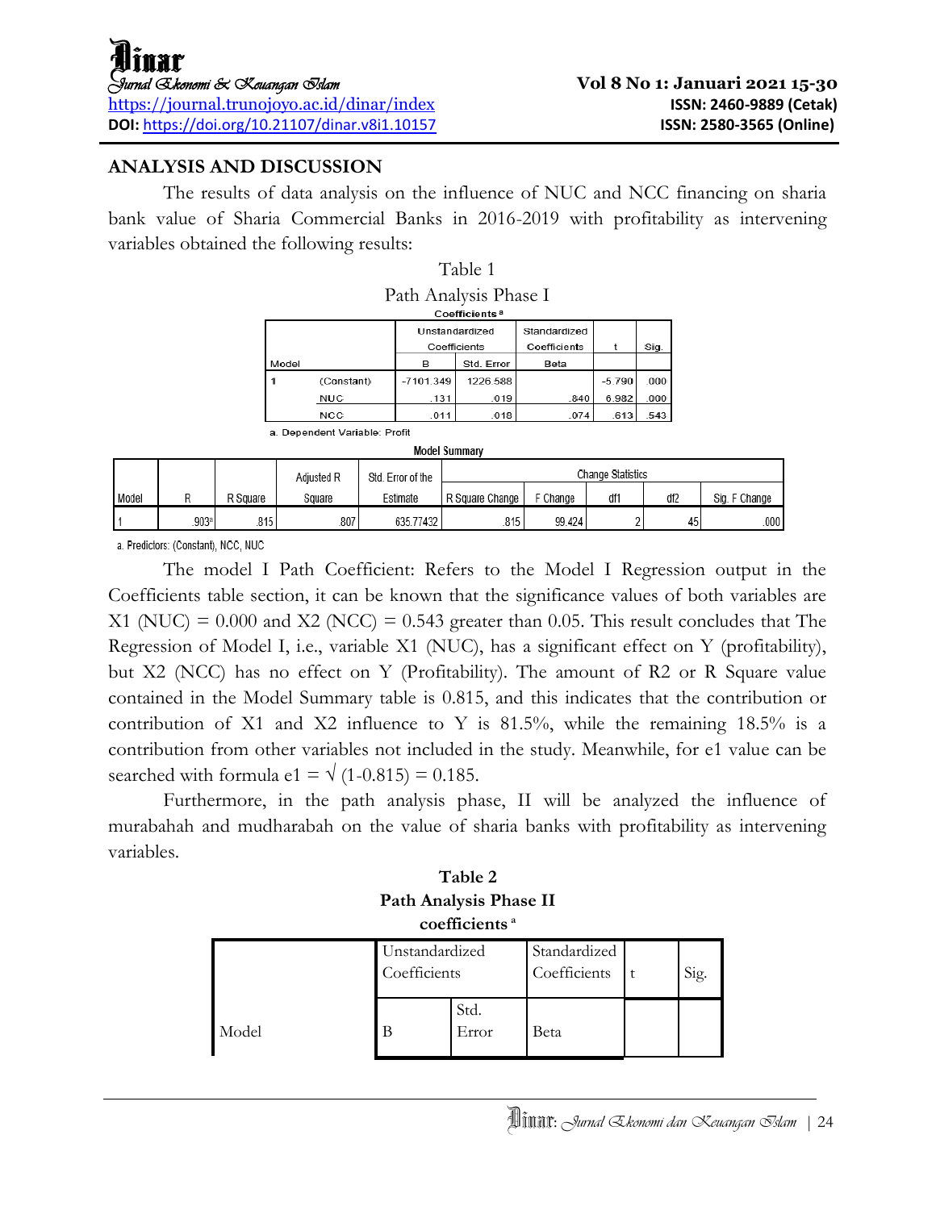## ANALYSIS AND DISCUSSION

The results of data analysis on the influence of NUC and NCC financing on sharia bank value of Sharia Commercial Banks in 2016-2019 with profitability as intervening variables obtained the following results:

Table 1

Path Analysis Phase I

**Coefficients** [a]

| Model | | Unstandardized Coefficients | | Standardized Coefficients | t | Sig. |
|---|---|---|---|---|---|---|
| | | B | Std. Error | Beta | | |
| 1 | (Constant) | -7101.349 | 1226.588 | | -5.790 | .000 |
| | NUC | .131 | .019 | .840 | 6.982 | .000 |
| | NCC | .011 | .018 | .074 | .613 | .543 |

a. Dependent Variable: Profit

**Model Summary**

| Model | R | R Square | Adjusted R Square | Std. Error of the Estimate | Change Statistics | | | | |
|---|---|---|---|---|---|---|---|---|---|
| | | | | | R Square Change | F Change | df1 | df2 | Sig. F Change |
| 1 | .903[a] | .815 | .807 | 635.77432 | .815 | 99.424 | 2 | 45 | .000 |

a. Predictors: (Constant), NCC, NUC

The model I Path Coefficient: Refers to the Model I Regression output in the Coefficients table section, it can be known that the significance values of both variables are X1 (NUC) = 0.000 and X2 (NCC) = 0.543 greater than 0.05. This result concludes that The Regression of Model I, i.e., variable X1 (NUC), has a significant effect on Y (profitability), but X2 (NCC) has no effect on Y (Profitability). The amount of R2 or R Square value contained in the Model Summary table is 0.815, and this indicates that the contribution or contribution of X1 and X2 influence to Y is 81.5%, while the remaining 18.5% is a contribution from other variables not included in the study. Meanwhile, for e1 value can be searched with formula $e1 = \sqrt{(1-0.815)} = 0.185$.

Furthermore, in the path analysis phase, II will be analyzed the influence of murabahah and mudharabah on the value of sharia banks with profitability as intervening variables.

**Table 2**

**Path Analysis Phase II**

**coefficients** [a]

| Model | Unstandardized Coefficients | | Standardized Coefficients | t | Sig. |
|---|---|---|---|---|---|
| | B | Std. Error | Beta | | |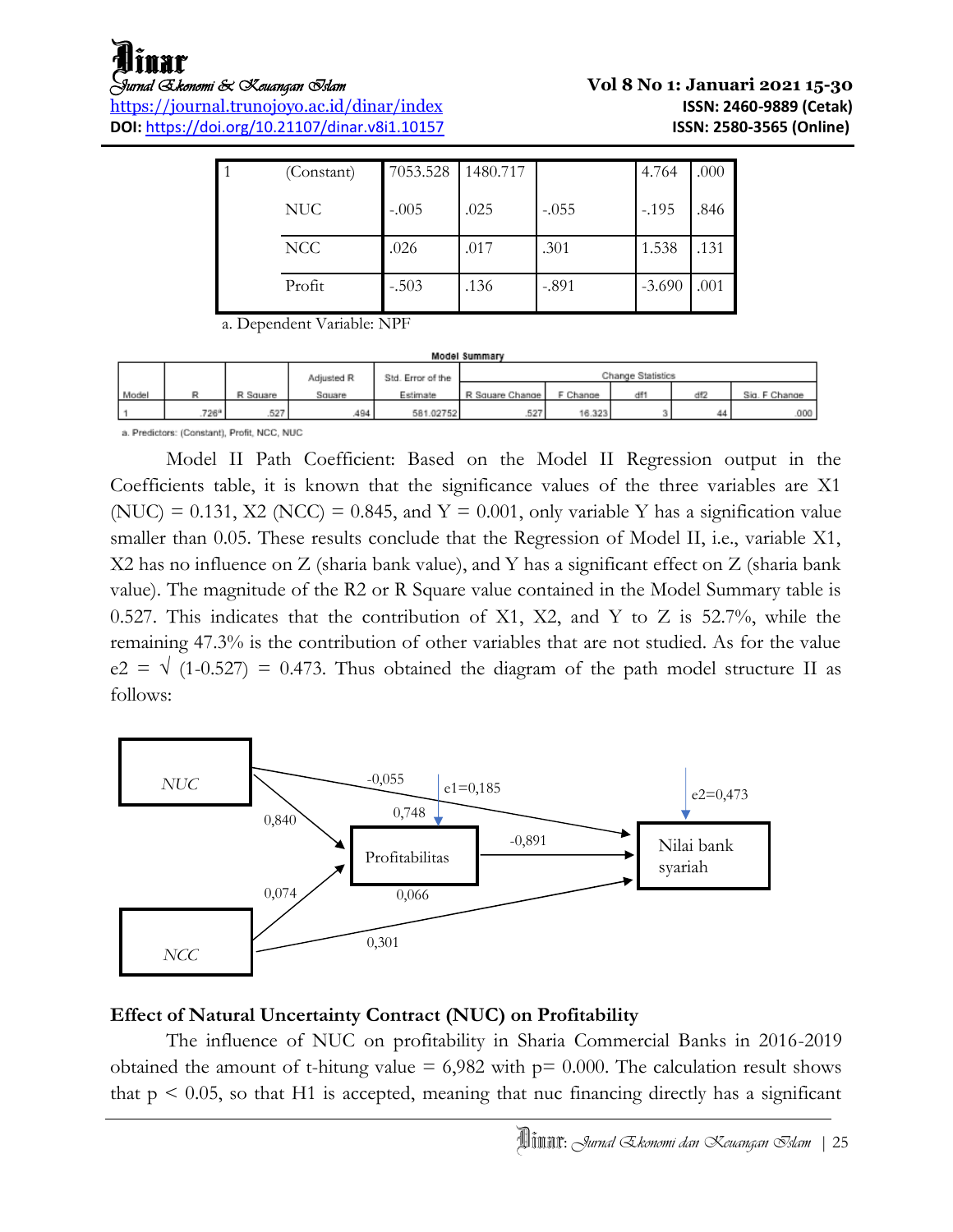| | | | | | | |
|---|---|---|---|---|---|---|
| 1 | (Constant) | 7053.528 | 1480.717 | | 4.764 | .000 |
| | NUC | -.005 | .025 | -.055 | -.195 | .846 |
| | NCC | .026 | .017 | .301 | 1.538 | .131 |
| | Profit | -.503 | .136 | -.891 | -3.690 | .001 |

a. Dependent Variable: NPF

**Model Summary**

| Model | R | R Square | Adjusted R Square | Std. Error of the Estimate | Change Statistics | | | | |
|---|---|---|---|---|---|---|---|---|---|
| | | | | | R Square Change | F Change | df1 | df2 | Sig. F Change |
| 1 | .726[a] | .527 | .494 | 581.02752 | .527 | 16.323 | 3 | 44 | .000 |

a. Predictors: (Constant), Profit, NCC, NUC

Model II Path Coefficient: Based on the Model II Regression output in the Coefficients table, it is known that the significance values of the three variables are X1 (NUC) = 0.131, X2 (NCC) = 0.845, and Y = 0.001, only variable Y has a signification value smaller than 0.05. These results conclude that the Regression of Model II, i.e., variable X1, X2 has no influence on Z (sharia bank value), and Y has a significant effect on Z (sharia bank value). The magnitude of the R2 or R Square value contained in the Model Summary table is 0.527. This indicates that the contribution of X1, X2, and Y to Z is 52.7%, while the remaining 47.3% is the contribution of other variables that are not studied. As for the value e2 = √ (1-0.527) = 0.473. Thus obtained the diagram of the path model structure II as follows:

NUC → Profitabilitas: 0,840; NCC → Profitabilitas: 0,074; NUC → Nilai bank syariah: -0,055; NCC → Nilai bank syariah: 0,301; Profitabilitas → Nilai bank syariah: -0,891; 0,748; 0,066; e1=0,185; e2=0,473

## Effect of Natural Uncertainty Contract (NUC) on Profitability

The influence of NUC on profitability in Sharia Commercial Banks in 2016-2019 obtained the amount of t-hitung value = 6,982 with p= 0.000. The calculation result shows that $p < 0.05$, so that H1 is accepted, meaning that nuc financing directly has a significant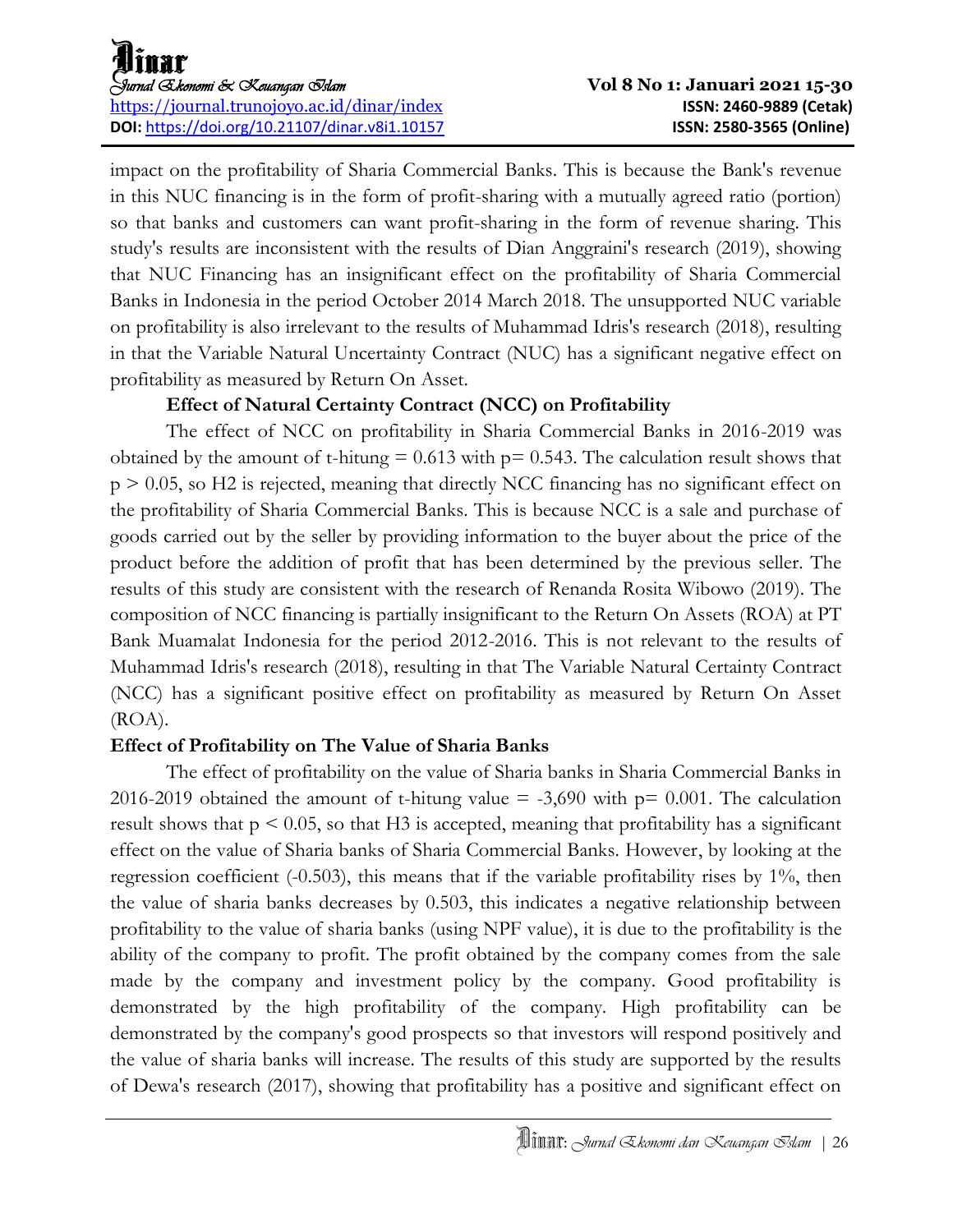impact on the profitability of Sharia Commercial Banks. This is because the Bank's revenue in this NUC financing is in the form of profit-sharing with a mutually agreed ratio (portion) so that banks and customers can want profit-sharing in the form of revenue sharing. This study's results are inconsistent with the results of Dian Anggraini's research (2019), showing that NUC Financing has an insignificant effect on the profitability of Sharia Commercial Banks in Indonesia in the period October 2014 March 2018. The unsupported NUC variable on profitability is also irrelevant to the results of Muhammad Idris's research (2018), resulting in that the Variable Natural Uncertainty Contract (NUC) has a significant negative effect on profitability as measured by Return On Asset.

**Effect of Natural Certainty Contract (NCC) on Profitability**

The effect of NCC on profitability in Sharia Commercial Banks in 2016-2019 was obtained by the amount of t-hitung = 0.613 with $p = 0.543$. The calculation result shows that $p > 0.05$, so H2 is rejected, meaning that directly NCC financing has no significant effect on the profitability of Sharia Commercial Banks. This is because NCC is a sale and purchase of goods carried out by the seller by providing information to the buyer about the price of the product before the addition of profit that has been determined by the previous seller. The results of this study are consistent with the research of Renanda Rosita Wibowo (2019). The composition of NCC financing is partially insignificant to the Return On Assets (ROA) at PT Bank Muamalat Indonesia for the period 2012-2016. This is not relevant to the results of Muhammad Idris's research (2018), resulting in that The Variable Natural Certainty Contract (NCC) has a significant positive effect on profitability as measured by Return On Asset (ROA).

**Effect of Profitability on The Value of Sharia Banks**

The effect of profitability on the value of Sharia banks in Sharia Commercial Banks in 2016-2019 obtained the amount of t-hitung value = -3,690 with $p = 0.001$. The calculation result shows that $p < 0.05$, so that H3 is accepted, meaning that profitability has a significant effect on the value of Sharia banks of Sharia Commercial Banks. However, by looking at the regression coefficient (-0.503), this means that if the variable profitability rises by 1%, then the value of sharia banks decreases by 0.503, this indicates a negative relationship between profitability to the value of sharia banks (using NPF value), it is due to the profitability is the ability of the company to profit. The profit obtained by the company comes from the sale made by the company and investment policy by the company. Good profitability is demonstrated by the high profitability of the company. High profitability can be demonstrated by the company's good prospects so that investors will respond positively and the value of sharia banks will increase. The results of this study are supported by the results of Dewa's research (2017), showing that profitability has a positive and significant effect on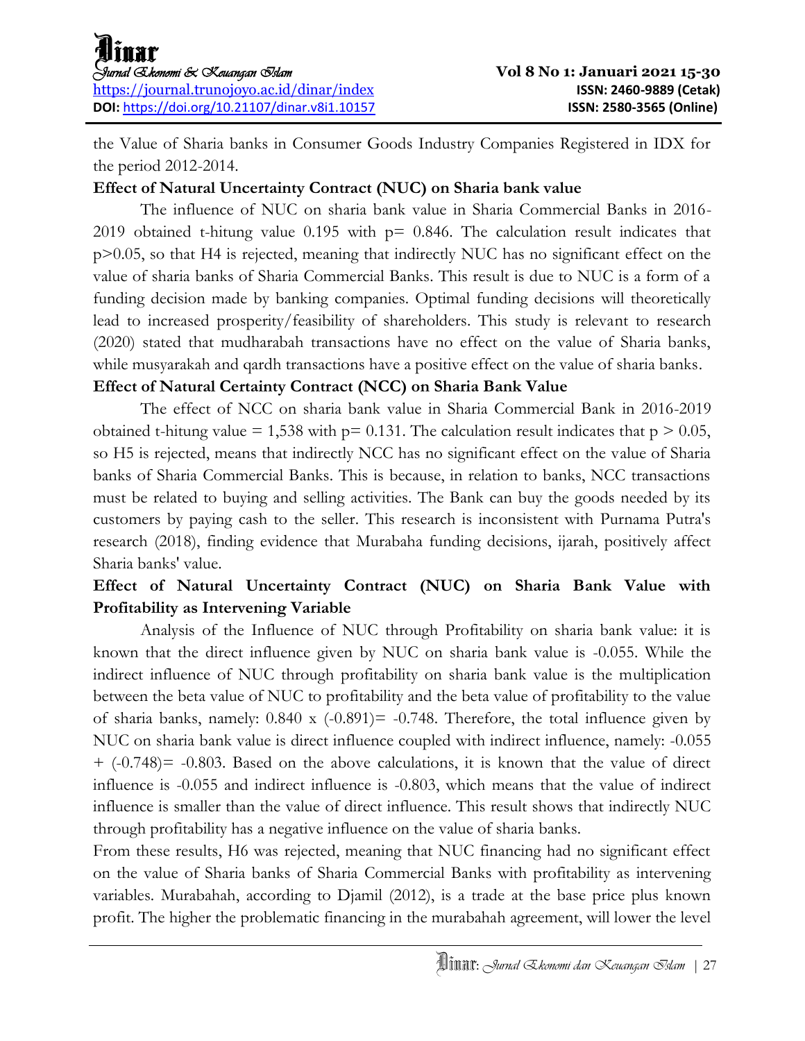the Value of Sharia banks in Consumer Goods Industry Companies Registered in IDX for the period 2012-2014.

**Effect of Natural Uncertainty Contract (NUC) on Sharia bank value**

The influence of NUC on sharia bank value in Sharia Commercial Banks in 2016-2019 obtained t-hitung value 0.195 with p= 0.846. The calculation result indicates that p>0.05, so that H4 is rejected, meaning that indirectly NUC has no significant effect on the value of sharia banks of Sharia Commercial Banks. This result is due to NUC is a form of a funding decision made by banking companies. Optimal funding decisions will theoretically lead to increased prosperity/feasibility of shareholders. This study is relevant to research (2020) stated that mudharabah transactions have no effect on the value of Sharia banks, while musyarakah and qardh transactions have a positive effect on the value of sharia banks.

**Effect of Natural Certainty Contract (NCC) on Sharia Bank Value**

The effect of NCC on sharia bank value in Sharia Commercial Bank in 2016-2019 obtained t-hitung value = 1,538 with p= 0.131. The calculation result indicates that p > 0.05, so H5 is rejected, means that indirectly NCC has no significant effect on the value of Sharia banks of Sharia Commercial Banks. This is because, in relation to banks, NCC transactions must be related to buying and selling activities. The Bank can buy the goods needed by its customers by paying cash to the seller. This research is inconsistent with Purnama Putra's research (2018), finding evidence that Murabaha funding decisions, ijarah, positively affect Sharia banks' value.

**Effect of Natural Uncertainty Contract (NUC) on Sharia Bank Value with Profitability as Intervening Variable**

Analysis of the Influence of NUC through Profitability on sharia bank value: it is known that the direct influence given by NUC on sharia bank value is -0.055. While the indirect influence of NUC through profitability on sharia bank value is the multiplication between the beta value of NUC to profitability and the beta value of profitability to the value of sharia banks, namely: 0.840 x (-0.891)= -0.748. Therefore, the total influence given by NUC on sharia bank value is direct influence coupled with indirect influence, namely: -0.055 + (-0.748)= -0.803. Based on the above calculations, it is known that the value of direct influence is -0.055 and indirect influence is -0.803, which means that the value of indirect influence is smaller than the value of direct influence. This result shows that indirectly NUC through profitability has a negative influence on the value of sharia banks.

From these results, H6 was rejected, meaning that NUC financing had no significant effect on the value of Sharia banks of Sharia Commercial Banks with profitability as intervening variables. Murabahah, according to Djamil (2012), is a trade at the base price plus known profit. The higher the problematic financing in the murabahah agreement, will lower the level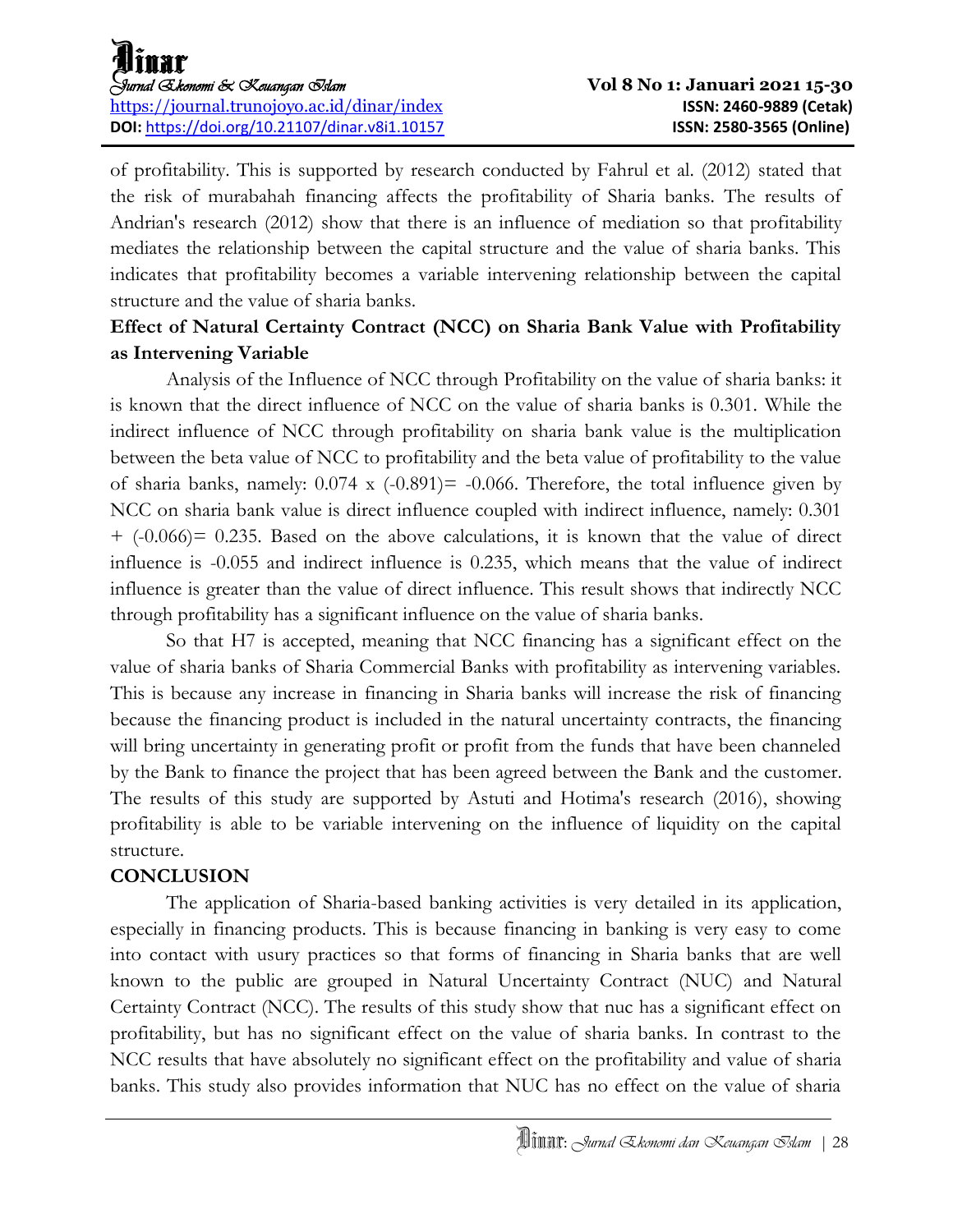of profitability. This is supported by research conducted by Fahrul et al. (2012) stated that the risk of murabahah financing affects the profitability of Sharia banks. The results of Andrian's research (2012) show that there is an influence of mediation so that profitability mediates the relationship between the capital structure and the value of sharia banks. This indicates that profitability becomes a variable intervening relationship between the capital structure and the value of sharia banks.

**Effect of Natural Certainty Contract (NCC) on Sharia Bank Value with Profitability as Intervening Variable**

Analysis of the Influence of NCC through Profitability on the value of sharia banks: it is known that the direct influence of NCC on the value of sharia banks is 0.301. While the indirect influence of NCC through profitability on sharia bank value is the multiplication between the beta value of NCC to profitability and the beta value of profitability to the value of sharia banks, namely: 0.074 x (-0.891)= -0.066. Therefore, the total influence given by NCC on sharia bank value is direct influence coupled with indirect influence, namely: 0.301 + (-0.066)= 0.235. Based on the above calculations, it is known that the value of direct influence is -0.055 and indirect influence is 0.235, which means that the value of indirect influence is greater than the value of direct influence. This result shows that indirectly NCC through profitability has a significant influence on the value of sharia banks.

So that H7 is accepted, meaning that NCC financing has a significant effect on the value of sharia banks of Sharia Commercial Banks with profitability as intervening variables. This is because any increase in financing in Sharia banks will increase the risk of financing because the financing product is included in the natural uncertainty contracts, the financing will bring uncertainty in generating profit or profit from the funds that have been channeled by the Bank to finance the project that has been agreed between the Bank and the customer. The results of this study are supported by Astuti and Hotima's research (2016), showing profitability is able to be variable intervening on the influence of liquidity on the capital structure.

## CONCLUSION

The application of Sharia-based banking activities is very detailed in its application, especially in financing products. This is because financing in banking is very easy to come into contact with usury practices so that forms of financing in Sharia banks that are well known to the public are grouped in Natural Uncertainty Contract (NUC) and Natural Certainty Contract (NCC). The results of this study show that nuc has a significant effect on profitability, but has no significant effect on the value of sharia banks. In contrast to the NCC results that have absolutely no significant effect on the profitability and value of sharia banks. This study also provides information that NUC has no effect on the value of sharia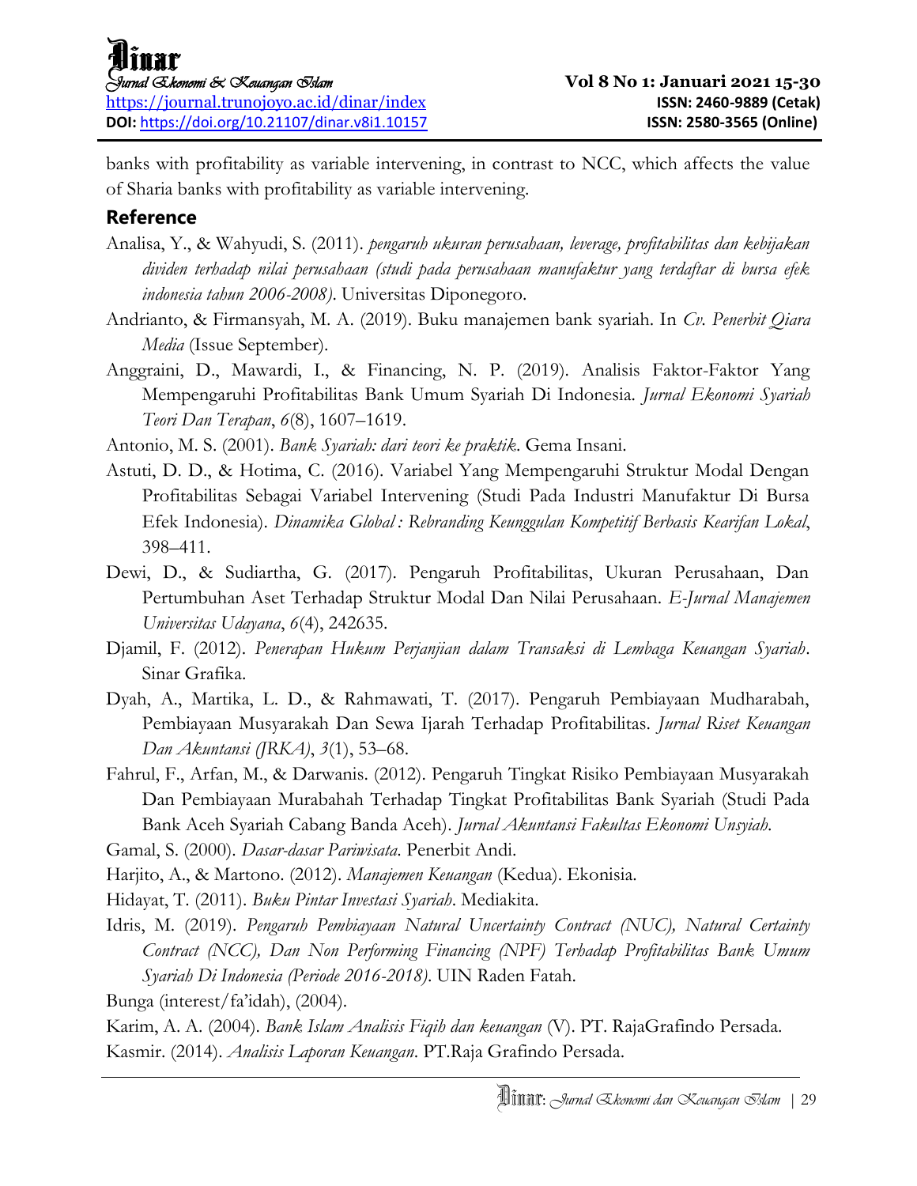banks with profitability as variable intervening, in contrast to NCC, which affects the value of Sharia banks with profitability as variable intervening.

## Reference

Analisa, Y., & Wahyudi, S. (2011). *pengaruh ukuran perusahaan, leverage, profitabilitas dan kebijakan dividen terhadap nilai perusahaan (studi pada perusahaan manufaktur yang terdaftar di bursa efek indonesia tahun 2006-2008)*. Universitas Diponegoro.

Andrianto, & Firmansyah, M. A. (2019). Buku manajemen bank syariah. In *Cv. Penerbit Qiara Media* (Issue September).

Anggraini, D., Mawardi, I., & Financing, N. P. (2019). Analisis Faktor-Faktor Yang Mempengaruhi Profitabilitas Bank Umum Syariah Di Indonesia. *Jurnal Ekonomi Syariah Teori Dan Terapan*, *6*(8), 1607–1619.

Antonio, M. S. (2001). *Bank Syariah: dari teori ke praktik*. Gema Insani.

Astuti, D. D., & Hotima, C. (2016). Variabel Yang Mempengaruhi Struktur Modal Dengan Profitabilitas Sebagai Variabel Intervening (Studi Pada Industri Manufaktur Di Bursa Efek Indonesia). *Dinamika Global : Rebranding Keunggulan Kompetitif Berbasis Kearifan Lokal*, 398–411.

Dewi, D., & Sudiartha, G. (2017). Pengaruh Profitabilitas, Ukuran Perusahaan, Dan Pertumbuhan Aset Terhadap Struktur Modal Dan Nilai Perusahaan. *E-Jurnal Manajemen Universitas Udayana*, *6*(4), 242635.

Djamil, F. (2012). *Penerapan Hukum Perjanjian dalam Transaksi di Lembaga Keuangan Syariah*. Sinar Grafika.

Dyah, A., Martika, L. D., & Rahmawati, T. (2017). Pengaruh Pembiayaan Mudharabah, Pembiayaan Musyarakah Dan Sewa Ijarah Terhadap Profitabilitas. *Jurnal Riset Keuangan Dan Akuntansi (JRKA)*, *3*(1), 53–68.

Fahrul, F., Arfan, M., & Darwanis. (2012). Pengaruh Tingkat Risiko Pembiayaan Musyarakah Dan Pembiayaan Murabahah Terhadap Tingkat Profitabilitas Bank Syariah (Studi Pada Bank Aceh Syariah Cabang Banda Aceh). *Jurnal Akuntansi Fakultas Ekonomi Unsyiah*.

Gamal, S. (2000). *Dasar-dasar Pariwisata*. Penerbit Andi.

Harjito, A., & Martono. (2012). *Manajemen Keuangan* (Kedua). Ekonisia.

Hidayat, T. (2011). *Buku Pintar Investasi Syariah*. Mediakita.

Idris, M. (2019). *Pengaruh Pembiayaan Natural Uncertainty Contract (NUC), Natural Certainty Contract (NCC), Dan Non Performing Financing (NPF) Terhadap Profitabilitas Bank Umum Syariah Di Indonesia (Periode 2016-2018)*. UIN Raden Fatah.

Bunga (interest/fa'idah), (2004).

Karim, A. A. (2004). *Bank Islam Analisis Fiqih dan keuangan* (V). PT. RajaGrafindo Persada.

Kasmir. (2014). *Analisis Laporan Keuangan*. PT.Raja Grafindo Persada.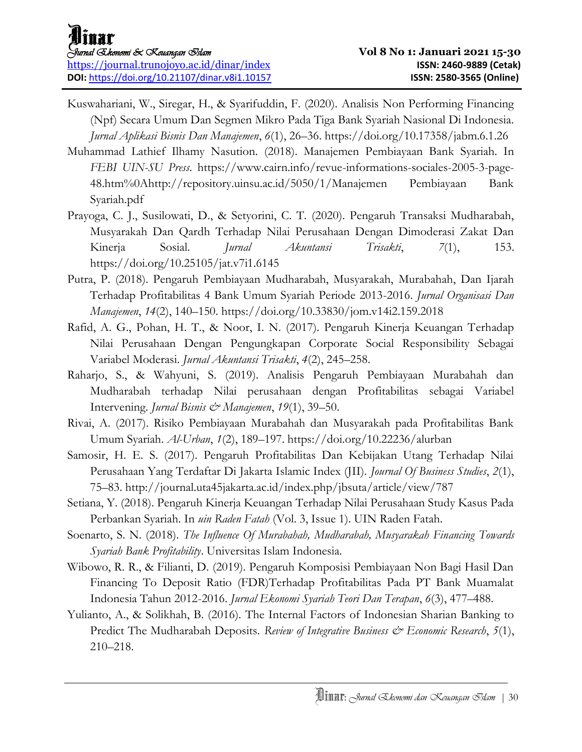Kuswahariani, W., Siregar, H., & Syarifuddin, F. (2020). Analisis Non Performing Financing (Npf) Secara Umum Dan Segmen Mikro Pada Tiga Bank Syariah Nasional Di Indonesia. *Jurnal Aplikasi Bisnis Dan Manajemen*, *6*(1), 26–36. https://doi.org/10.17358/jabm.6.1.26

Muhammad Lathief Ilhamy Nasution. (2018). Manajemen Pembiayaan Bank Syariah. In *FEBI UIN-SU Press*. https://www.cairn.info/revue-informations-sociales-2005-3-page-48.htm%0Ahttp://repository.uinsu.ac.id/5050/1/Manajemen Pembiayaan Bank Syariah.pdf

Prayoga, C. J., Susilowati, D., & Setyorini, C. T. (2020). Pengaruh Transaksi Mudharabah, Musyarakah Dan Qardh Terhadap Nilai Perusahaan Dengan Dimoderasi Zakat Dan Kinerja Sosial. *Jurnal Akuntansi Trisakti*, *7*(1), 153. https://doi.org/10.25105/jat.v7i1.6145

Putra, P. (2018). Pengaruh Pembiayaan Mudharabah, Musyarakah, Murabahah, Dan Ijarah Terhadap Profitabilitas 4 Bank Umum Syariah Periode 2013-2016. *Jurnal Organisasi Dan Manajemen*, *14*(2), 140–150. https://doi.org/10.33830/jom.v14i2.159.2018

Rafid, A. G., Pohan, H. T., & Noor, I. N. (2017). Pengaruh Kinerja Keuangan Terhadap Nilai Perusahaan Dengan Pengungkapan Corporate Social Responsibility Sebagai Variabel Moderasi. *Jurnal Akuntansi Trisakti*, *4*(2), 245–258.

Raharjo, S., & Wahyuni, S. (2019). Analisis Pengaruh Pembiayaan Murabahah dan Mudharabah terhadap Nilai perusahaan dengan Profitabilitas sebagai Variabel Intervening. *Jurnal Bisnis & Manajemen*, *19*(1), 39–50.

Rivai, A. (2017). Risiko Pembiayaan Murabahah dan Musyarakah pada Profitabilitas Bank Umum Syariah. *Al-Urban*, *1*(2), 189–197. https://doi.org/10.22236/alurban

Samosir, H. E. S. (2017). Pengaruh Profitabilitas Dan Kebijakan Utang Terhadap Nilai Perusahaan Yang Terdaftar Di Jakarta Islamic Index (JII). *Journal Of Business Studies*, *2*(1), 75–83. http://journal.uta45jakarta.ac.id/index.php/jbsuta/article/view/787

Setiana, Y. (2018). Pengaruh Kinerja Keuangan Terhadap Nilai Perusahaan Study Kasus Pada Perbankan Syariah. In *uin Raden Fatah* (Vol. 3, Issue 1). UIN Raden Fatah.

Soenarto, S. N. (2018). *The Influence Of Murabahah, Mudharabah, Musyarakah Financing Towards Syariah Bank Profitability*. Universitas Islam Indonesia.

Wibowo, R. R., & Filianti, D. (2019). Pengaruh Komposisi Pembiayaan Non Bagi Hasil Dan Financing To Deposit Ratio (FDR)Terhadap Profitabilitas Pada PT Bank Muamalat Indonesia Tahun 2012-2016. *Jurnal Ekonomi Syariah Teori Dan Terapan*, *6*(3), 477–488.

Yulianto, A., & Solikhah, B. (2016). The Internal Factors of Indonesian Sharian Banking to Predict The Mudharabah Deposits. *Review of Integrative Business & Economic Research*, *5*(1), 210–218.